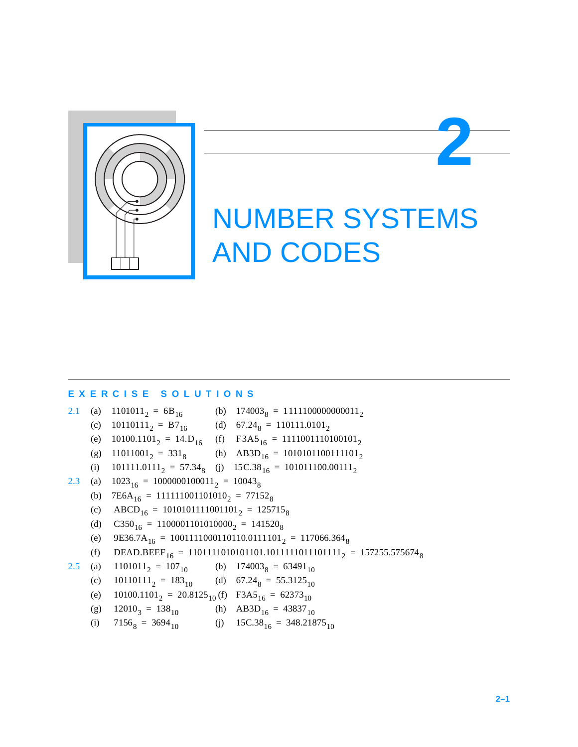# 2 NUMBER SYSTEMS AND CODES

## EXERCISE SOLUTIONS

**2.1**

(a) $1101011_2 = 6B_{16}$

(b) $174003_8 = 1111100000000011_2$

(c) $10110111_2 = B7_{16}$

(d) $67.24_8 = 110111.0101_2$

(e) $10100.1101_2 = 14.D_{16}$

(f) $F3A5_{16} = 1111001110100101_2$

(g) $11011001_2 = 331_8$

(h) $AB3D_{16} = 1010101100111101_2$

(i) $101111.0111_2 = 57.34_8$

(j) $15C.38_{16} = 101011100.00111_2$

**2.3**

(a) $1023_{16} = 1000000100011_2 = 10043_8$

(b) $7E6A_{16} = 111111001101010_2 = 77152_8$

(c) $ABCD_{16} = 1010101111001101_2 = 125715_8$

(d) $C350_{16} = 1100001101010000_2 = 141520_8$

(e) $9E36.7A_{16} = 1001111000110110.0111101_2 = 117066.364_8$

(f) $DEAD.BEEF_{16} = 1101111010101101.1011111011101111_2 = 157255.575674_8$

**2.5**

(a) $1101011_2 = 107_{10}$

(b) $174003_8 = 63491_{10}$

(c) $10110111_2 = 183_{10}$

(d) $67.24_8 = 55.3125_{10}$

(e) $10100.1101_2 = 20.8125_{10}$

(f) $F3A5_{16} = 62373_{10}$

(g) $12010_3 = 138_{10}$

(h) $AB3D_{16} = 43837_{10}$

(i) $7156_8 = 3694_{10}$

(j) $15C.38_{16} = 348.21875_{10}$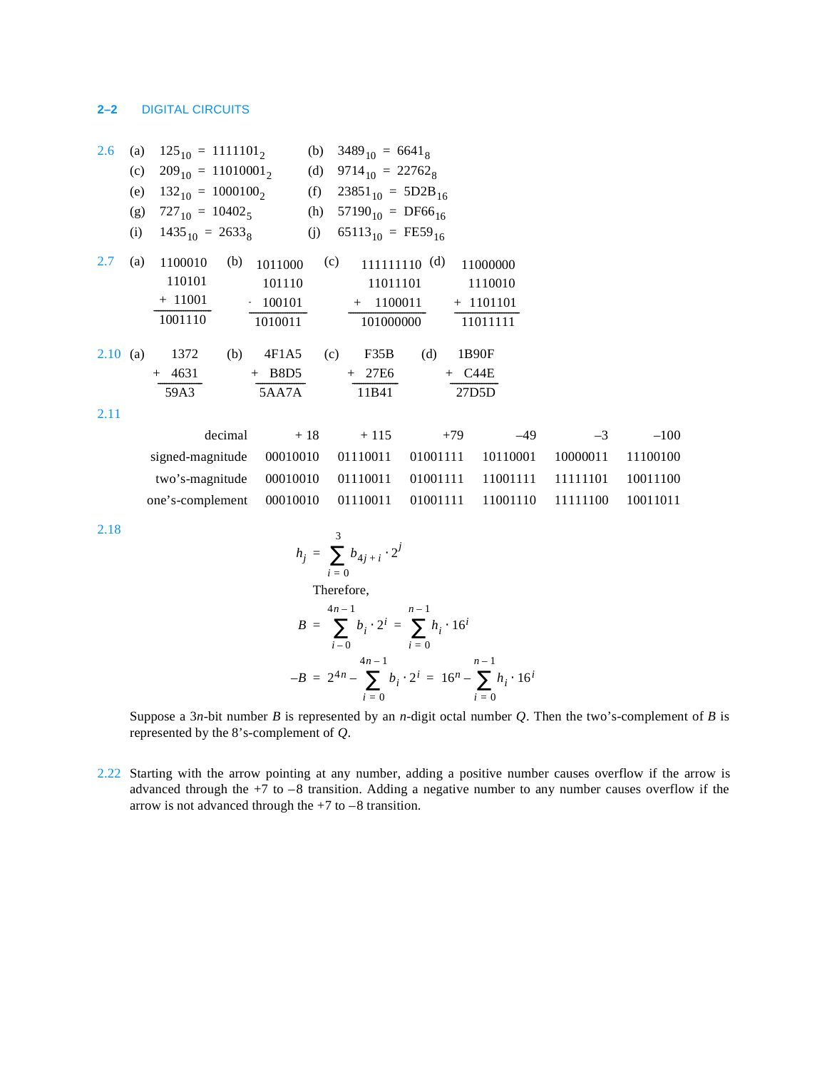2.6 (a) $125_{10} = 1111101_2$ (b) $3489_{10} = 6641_8$

(c) $209_{10} = 11010001_2$ (d) $9714_{10} = 22762_8$

(e) $132_{10} = 1000100_2$ (f) $23851_{10} = 5D2B_{16}$

(g) $727_{10} = 10402_5$ (h) $57190_{10} = DF66_{16}$

(i) $1435_{10} = 2633_8$ (j) $65113_{10} = FE59_{16}$

2.7

(a)
```
   1100010
    110101
 +   11001
 ---------
   1001110
```

(b)
```
   1011000
    101110
 -  100101
 ---------
   1010011
```

(c)
```
   111111110
    11011101
 +   1100011
 -----------
   101000000
```

(d)
```
   11000000
    1110010
 +  1101101
 ----------
   11011111
```

2.10

(a)
```
    1372
 +  4631
 -------
    59A3
```

(b)
```
    4F1A5
 +   B8D5
 --------
    5AA7A
```

(c)
```
    F35B
 +  27E6
 -------
   11B41
```

(d)
```
    1B90F
 +   C44E
 --------
    27D5D
```

2.11

| decimal | + 18 | + 115 | +79 | –49 | –3 | –100 |
|---|---|---|---|---|---|---|
| signed-magnitude | 00010010 | 01110011 | 01001111 | 10110001 | 10000011 | 11100100 |
| two's-magnitude | 00010010 | 01110011 | 01001111 | 11001111 | 11111101 | 10011100 |
| one's-complement | 00010010 | 01110011 | 01001111 | 11001110 | 11111100 | 10011011 |

2.18

$$h_j = \sum_{i=0}^{3} b_{4j+i} \cdot 2^j$$

Therefore,

$$B = \sum_{i-0}^{4n-1} b_i \cdot 2^i = \sum_{i=0}^{n-1} h_i \cdot 16^i$$

$$-B = 2^{4n} - \sum_{i=0}^{4n-1} b_i \cdot 2^i = 16^n - \sum_{i=0}^{n-1} h_i \cdot 16^i$$

Suppose a $3n$-bit number $B$ is represented by an $n$-digit octal number $Q$. Then the two's-complement of $B$ is represented by the 8's-complement of $Q$.

2.22 Starting with the arrow pointing at any number, adding a positive number causes overflow if the arrow is advanced through the +7 to –8 transition. Adding a negative number to any number causes overflow if the arrow is not advanced through the +7 to –8 transition.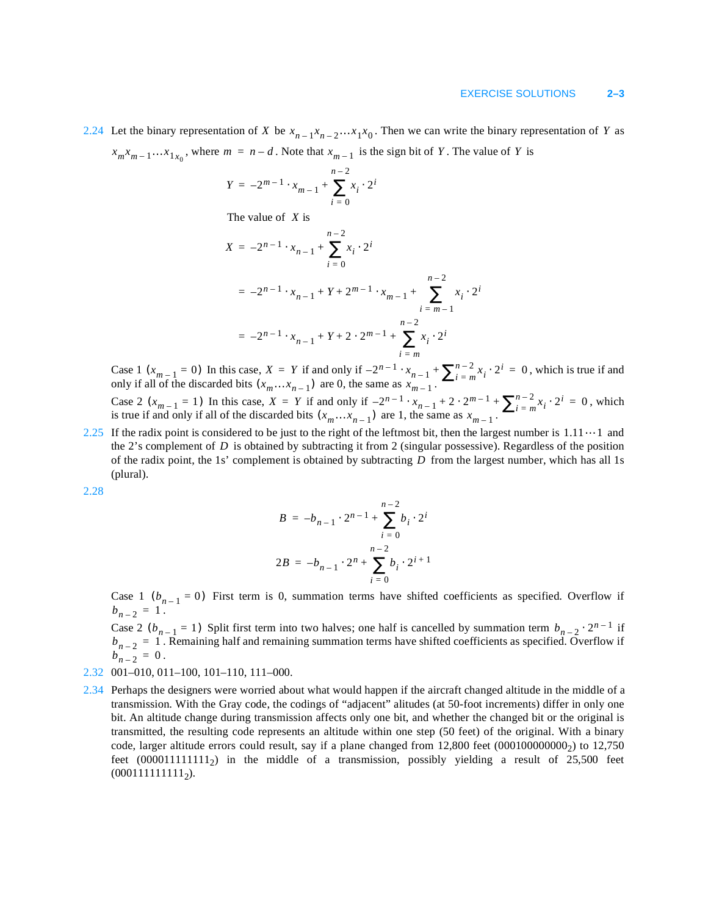2.24 Let the binary representation of $X$ be $x_{n-1}x_{n-2}\ldots x_1x_0$. Then we can write the binary representation of $Y$ as $x_m x_{m-1}\ldots x_{1x_0}$, where $m = n - d$. Note that $x_{m-1}$ is the sign bit of $Y$. The value of $Y$ is

$$Y = -2^{m-1} \cdot x_{m-1} + \sum_{i=0}^{n-2} x_i \cdot 2^i$$

The value of $X$ is

$$X = -2^{n-1} \cdot x_{n-1} + \sum_{i=0}^{n-2} x_i \cdot 2^i$$

$$= -2^{n-1} \cdot x_{n-1} + Y + 2^{m-1} \cdot x_{m-1} + \sum_{i=m-1}^{n-2} x_i \cdot 2^i$$

$$= -2^{n-1} \cdot x_{n-1} + Y + 2 \cdot 2^{m-1} + \sum_{i=m}^{n-2} x_i \cdot 2^i$$

Case 1 $(x_{m-1} = 0)$ In this case, $X = Y$ if and only if $-2^{n-1} \cdot x_{n-1} + \sum_{i=m}^{n-2} x_i \cdot 2^i = 0$, which is true if and only if all of the discarded bits $(x_m \ldots x_{n-1})$ are 0, the same as $x_{m-1}$.

Case 2 $(x_{m-1} = 1)$ In this case, $X = Y$ if and only if $-2^{n-1} \cdot x_{n-1} + 2 \cdot 2^{m-1} + \sum_{i=m}^{n-2} x_i \cdot 2^i = 0$, which is true if and only if all of the discarded bits $(x_m \ldots x_{n-1})$ are 1, the same as $x_{m-1}$.

2.25 If the radix point is considered to be just to the right of the leftmost bit, then the largest number is $1.11\cdots1$ and the 2's complement of $D$ is obtained by subtracting it from 2 (singular possessive). Regardless of the position of the radix point, the 1s' complement is obtained by subtracting $D$ from the largest number, which has all 1s (plural).

2.28

$$B = -b_{n-1} \cdot 2^{n-1} + \sum_{i=0}^{n-2} b_i \cdot 2^i$$

$$2B = -b_{n-1} \cdot 2^n + \sum_{i=0}^{n-2} b_i \cdot 2^{i+1}$$

Case 1 $(b_{n-1} = 0)$ First term is 0, summation terms have shifted coefficients as specified. Overflow if $b_{n-2} = 1$.

Case 2 $(b_{n-1} = 1)$ Split first term into two halves; one half is cancelled by summation term $b_{n-2} \cdot 2^{n-1}$ if $b_{n-2} = 1$. Remaining half and remaining summation terms have shifted coefficients as specified. Overflow if $b_{n-2} = 0$.

2.32 001–010, 011–100, 101–110, 111–000.

2.34 Perhaps the designers were worried about what would happen if the aircraft changed altitude in the middle of a transmission. With the Gray code, the codings of "adjacent" altitudes (at 50-foot increments) differ in only one bit. An altitude change during transmission affects only one bit, and whether the changed bit or the original is transmitted, the resulting code represents an altitude within one step (50 feet) of the original. With a binary code, larger altitude errors could result, say if a plane changed from 12,800 feet ($000100000000_2$) to 12,750 feet ($000011111111_2$) in the middle of a transmission, possibly yielding a result of 25,500 feet ($000111111111_2$).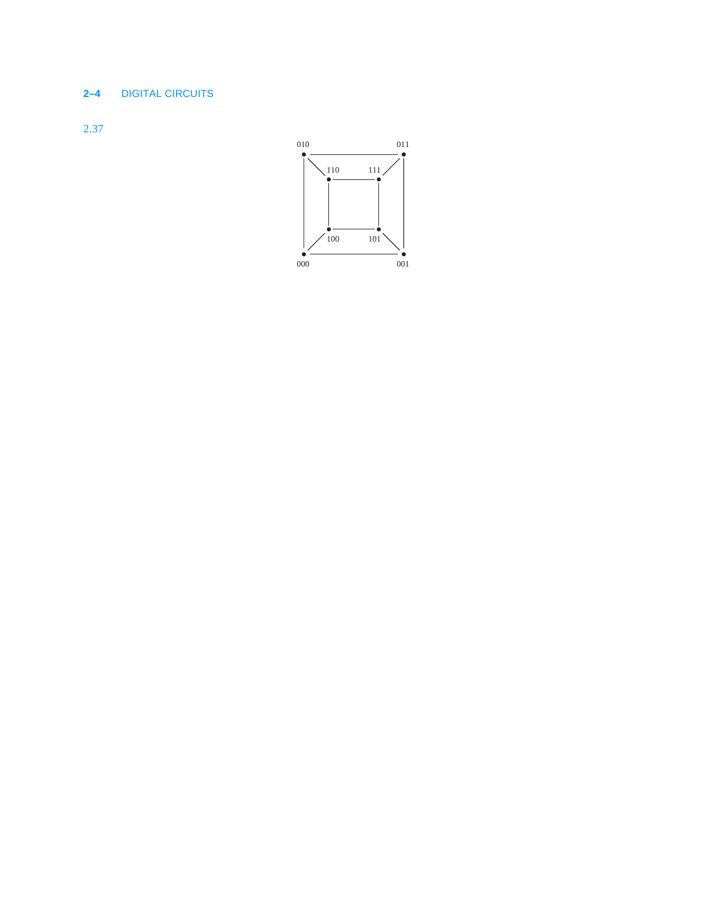## 2–4 DIGITAL CIRCUITS

2.37

010

011

110

111

100

101

000

001